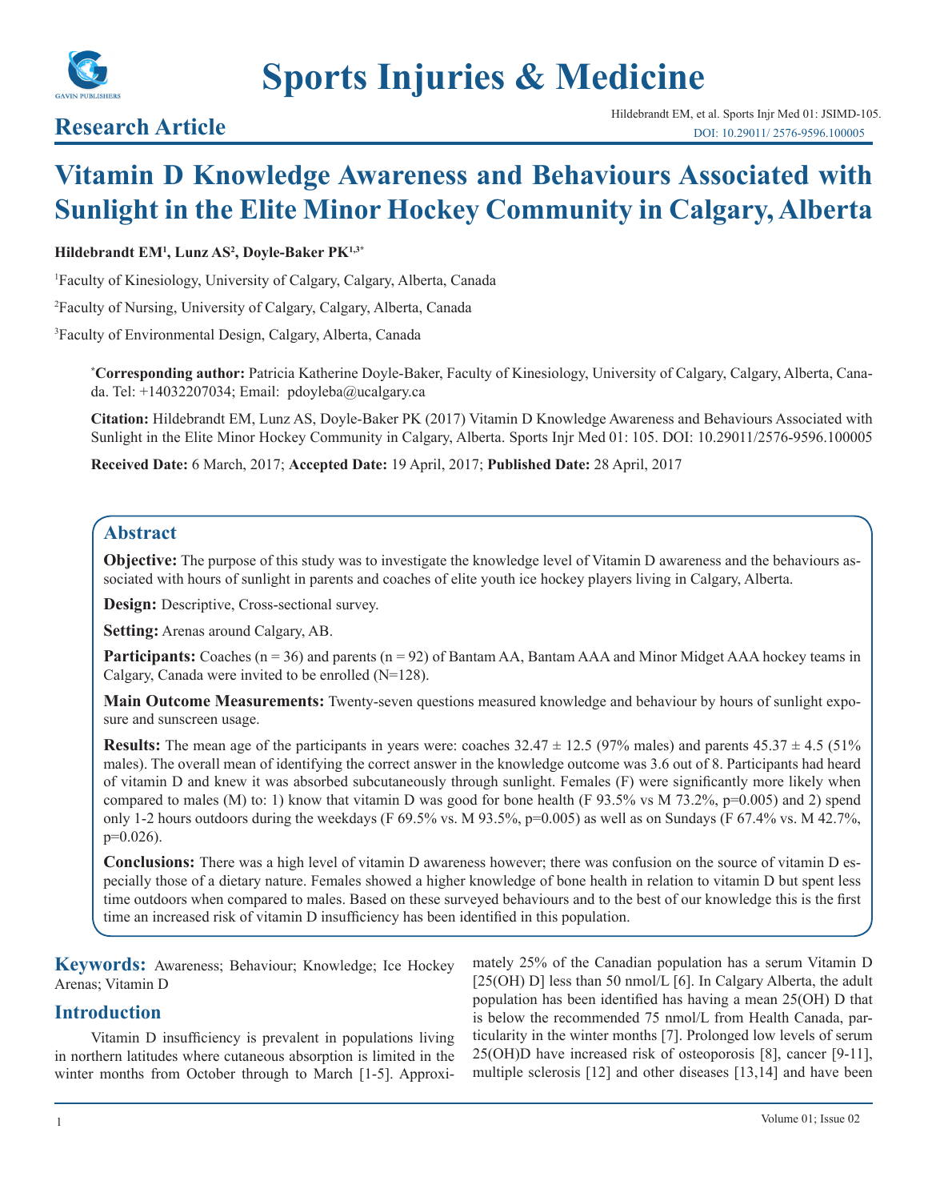# Sports Injuries & Medicine

## Research Article

# Vitamin D Knowledge Awareness and Behaviours Associated with Sunlight in the Elite Minor Hockey Community in Calgary, Alberta

**Hildebrandt EM[1], Lunz AS[2], Doyle-Baker PK[1,3*]**

[1]Faculty of Kinesiology, University of Calgary, Calgary, Alberta, Canada

[2]Faculty of Nursing, University of Calgary, Calgary, Alberta, Canada

[3]Faculty of Environmental Design, Calgary, Alberta, Canada

**[*]Corresponding author:** Patricia Katherine Doyle-Baker, Faculty of Kinesiology, University of Calgary, Calgary, Alberta, Canada. Tel: +14032207034; Email: pdoyleba@ucalgary.ca

**Citation:** Hildebrandt EM, Lunz AS, Doyle-Baker PK (2017) Vitamin D Knowledge Awareness and Behaviours Associated with Sunlight in the Elite Minor Hockey Community in Calgary, Alberta. Sports Injr Med 01: 105. DOI: 10.29011/2576-9596.100005

**Received Date:** 6 March, 2017; **Accepted Date:** 19 April, 2017; **Published Date:** 28 April, 2017

## Abstract

**Objective:** The purpose of this study was to investigate the knowledge level of Vitamin D awareness and the behaviours associated with hours of sunlight in parents and coaches of elite youth ice hockey players living in Calgary, Alberta.

**Design:** Descriptive, Cross-sectional survey.

**Setting:** Arenas around Calgary, AB.

**Participants:** Coaches (n = 36) and parents (n = 92) of Bantam AA, Bantam AAA and Minor Midget AAA hockey teams in Calgary, Canada were invited to be enrolled (N=128).

**Main Outcome Measurements:** Twenty-seven questions measured knowledge and behaviour by hours of sunlight exposure and sunscreen usage.

**Results:** The mean age of the participants in years were: coaches 32.47 ± 12.5 (97% males) and parents 45.37 ± 4.5 (51% males). The overall mean of identifying the correct answer in the knowledge outcome was 3.6 out of 8. Participants had heard of vitamin D and knew it was absorbed subcutaneously through sunlight. Females (F) were significantly more likely when compared to males (M) to: 1) know that vitamin D was good for bone health (F 93.5% vs M 73.2%, p=0.005) and 2) spend only 1-2 hours outdoors during the weekdays (F 69.5% vs. M 93.5%, p=0.005) as well as on Sundays (F 67.4% vs. M 42.7%, p=0.026).

**Conclusions:** There was a high level of vitamin D awareness however; there was confusion on the source of vitamin D especially those of a dietary nature. Females showed a higher knowledge of bone health in relation to vitamin D but spent less time outdoors when compared to males. Based on these surveyed behaviours and to the best of our knowledge this is the first time an increased risk of vitamin D insufficiency has been identified in this population.

**Keywords:** Awareness; Behaviour; Knowledge; Ice Hockey Arenas; Vitamin D

## Introduction

Vitamin D insufficiency is prevalent in populations living in northern latitudes where cutaneous absorption is limited in the winter months from October through to March [1-5]. Approximately 25% of the Canadian population has a serum Vitamin D [25(OH) D] less than 50 nmol/L [6]. In Calgary Alberta, the adult population has been identified has having a mean 25(OH) D that is below the recommended 75 nmol/L from Health Canada, particularity in the winter months [7]. Prolonged low levels of serum 25(OH)D have increased risk of osteoporosis [8], cancer [9-11], multiple sclerosis [12] and other diseases [13,14] and have been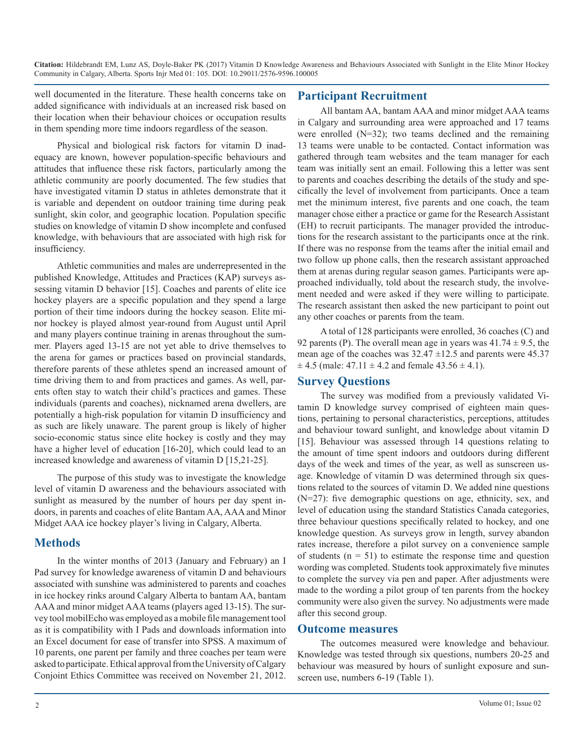well documented in the literature. These health concerns take on added significance with individuals at an increased risk based on their location when their behaviour choices or occupation results in them spending more time indoors regardless of the season.

Physical and biological risk factors for vitamin D inadequacy are known, however population-specific behaviours and attitudes that influence these risk factors, particularly among the athletic community are poorly documented. The few studies that have investigated vitamin D status in athletes demonstrate that it is variable and dependent on outdoor training time during peak sunlight, skin color, and geographic location. Population specific studies on knowledge of vitamin D show incomplete and confused knowledge, with behaviours that are associated with high risk for insufficiency.

Athletic communities and males are underrepresented in the published Knowledge, Attitudes and Practices (KAP) surveys assessing vitamin D behavior [15]. Coaches and parents of elite ice hockey players are a specific population and they spend a large portion of their time indoors during the hockey season. Elite minor hockey is played almost year-round from August until April and many players continue training in arenas throughout the summer. Players aged 13-15 are not yet able to drive themselves to the arena for games or practices based on provincial standards, therefore parents of these athletes spend an increased amount of time driving them to and from practices and games. As well, parents often stay to watch their child's practices and games. These individuals (parents and coaches), nicknamed arena dwellers, are potentially a high-risk population for vitamin D insufficiency and as such are likely unaware. The parent group is likely of higher socio-economic status since elite hockey is costly and they may have a higher level of education [16-20], which could lead to an increased knowledge and awareness of vitamin D [15,21-25].

The purpose of this study was to investigate the knowledge level of vitamin D awareness and the behaviours associated with sunlight as measured by the number of hours per day spent indoors, in parents and coaches of elite Bantam AA, AAA and Minor Midget AAA ice hockey player's living in Calgary, Alberta.

## Methods

In the winter months of 2013 (January and February) an I Pad survey for knowledge awareness of vitamin D and behaviours associated with sunshine was administered to parents and coaches in ice hockey rinks around Calgary Alberta to bantam AA, bantam AAA and minor midget AAA teams (players aged 13-15). The survey tool mobilEcho was employed as a mobile file management tool as it is compatibility with I Pads and downloads information into an Excel document for ease of transfer into SPSS. A maximum of 10 parents, one parent per family and three coaches per team were asked to participate. Ethical approval from the University of Calgary Conjoint Ethics Committee was received on November 21, 2012.

## Participant Recruitment

All bantam AA, bantam AAA and minor midget AAA teams in Calgary and surrounding area were approached and 17 teams were enrolled (N=32); two teams declined and the remaining 13 teams were unable to be contacted. Contact information was gathered through team websites and the team manager for each team was initially sent an email. Following this a letter was sent to parents and coaches describing the details of the study and specifically the level of involvement from participants. Once a team met the minimum interest, five parents and one coach, the team manager chose either a practice or game for the Research Assistant (EH) to recruit participants. The manager provided the introductions for the research assistant to the participants once at the rink. If there was no response from the teams after the initial email and two follow up phone calls, then the research assistant approached them at arenas during regular season games. Participants were approached individually, told about the research study, the involvement needed and were asked if they were willing to participate. The research assistant then asked the new participant to point out any other coaches or parents from the team.

A total of 128 participants were enrolled, 36 coaches (C) and 92 parents (P). The overall mean age in years was $41.74 \pm 9.5$, the mean age of the coaches was $32.47 \pm 12.5$ and parents were $45.37 \pm 4.5$ (male: $47.11 \pm 4.2$ and female $43.56 \pm 4.1$).

## Survey Questions

The survey was modified from a previously validated Vitamin D knowledge survey comprised of eighteen main questions, pertaining to personal characteristics, perceptions, attitudes and behaviour toward sunlight, and knowledge about vitamin D [15]. Behaviour was assessed through 14 questions relating to the amount of time spent indoors and outdoors during different days of the week and times of the year, as well as sunscreen usage. Knowledge of vitamin D was determined through six questions related to the sources of vitamin D. We added nine questions (N=27): five demographic questions on age, ethnicity, sex, and level of education using the standard Statistics Canada categories, three behaviour questions specifically related to hockey, and one knowledge question. As surveys grow in length, survey abandon rates increase, therefore a pilot survey on a convenience sample of students ($n = 51$) to estimate the response time and question wording was completed. Students took approximately five minutes to complete the survey via pen and paper. After adjustments were made to the wording a pilot group of ten parents from the hockey community were also given the survey. No adjustments were made after this second group.

## Outcome measures

The outcomes measured were knowledge and behaviour. Knowledge was tested through six questions, numbers 20-25 and behaviour was measured by hours of sunlight exposure and sunscreen use, numbers 6-19 (Table 1).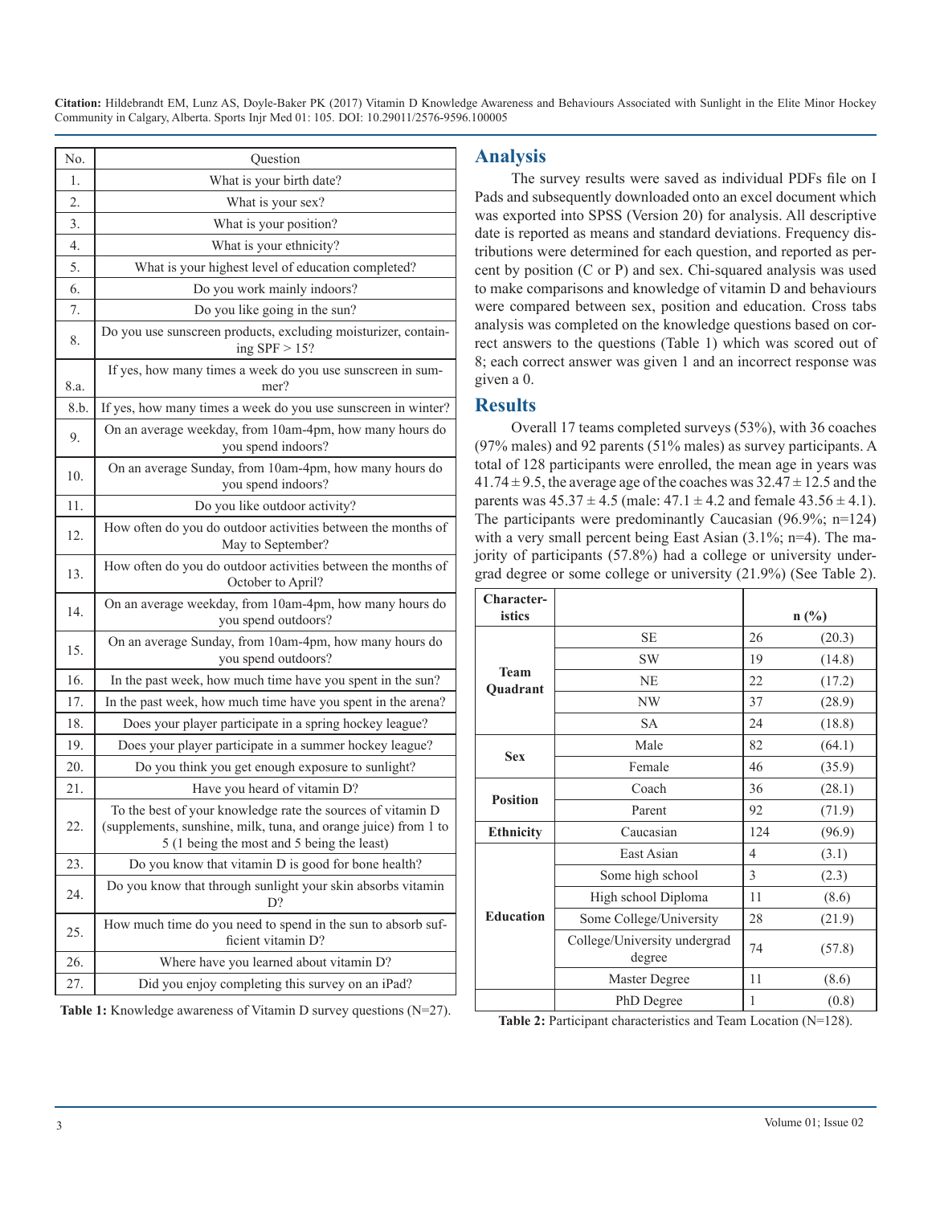| No. | Question |
|---|---|
| 1. | What is your birth date? |
| 2. | What is your sex? |
| 3. | What is your position? |
| 4. | What is your ethnicity? |
| 5. | What is your highest level of education completed? |
| 6. | Do you work mainly indoors? |
| 7. | Do you like going in the sun? |
| 8. | Do you use sunscreen products, excluding moisturizer, containing SPF > 15? |
| 8.a. | If yes, how many times a week do you use sunscreen in summer? |
| 8.b. | If yes, how many times a week do you use sunscreen in winter? |
| 9. | On an average weekday, from 10am-4pm, how many hours do you spend indoors? |
| 10. | On an average Sunday, from 10am-4pm, how many hours do you spend indoors? |
| 11. | Do you like outdoor activity? |
| 12. | How often do you do outdoor activities between the months of May to September? |
| 13. | How often do you do outdoor activities between the months of October to April? |
| 14. | On an average weekday, from 10am-4pm, how many hours do you spend outdoors? |
| 15. | On an average Sunday, from 10am-4pm, how many hours do you spend outdoors? |
| 16. | In the past week, how much time have you spent in the sun? |
| 17. | In the past week, how much time have you spent in the arena? |
| 18. | Does your player participate in a spring hockey league? |
| 19. | Does your player participate in a summer hockey league? |
| 20. | Do you think you get enough exposure to sunlight? |
| 21. | Have you heard of vitamin D? |
| 22. | To the best of your knowledge rate the sources of vitamin D (supplements, sunshine, milk, tuna, and orange juice) from 1 to 5 (1 being the most and 5 being the least) |
| 23. | Do you know that vitamin D is good for bone health? |
| 24. | Do you know that through sunlight your skin absorbs vitamin D? |
| 25. | How much time do you need to spend in the sun to absorb sufficient vitamin D? |
| 26. | Where have you learned about vitamin D? |
| 27. | Did you enjoy completing this survey on an iPad? |

**Table 1:** Knowledge awareness of Vitamin D survey questions (N=27).

## Analysis

The survey results were saved as individual PDFs file on I Pads and subsequently downloaded onto an excel document which was exported into SPSS (Version 20) for analysis. All descriptive date is reported as means and standard deviations. Frequency distributions were determined for each question, and reported as percent by position (C or P) and sex. Chi-squared analysis was used to make comparisons and knowledge of vitamin D and behaviours were compared between sex, position and education. Cross tabs analysis was completed on the knowledge questions based on correct answers to the questions (Table 1) which was scored out of 8; each correct answer was given 1 and an incorrect response was given a 0.

## Results

Overall 17 teams completed surveys (53%), with 36 coaches (97% males) and 92 parents (51% males) as survey participants. A total of 128 participants were enrolled, the mean age in years was $41.74 \pm 9.5$, the average age of the coaches was $32.47 \pm 12.5$ and the parents was $45.37 \pm 4.5$ (male: $47.1 \pm 4.2$ and female $43.56 \pm 4.1$). The participants were predominantly Caucasian (96.9%; n=124) with a very small percent being East Asian (3.1%; n=4). The majority of participants (57.8%) had a college or university undergrad degree or some college or university (21.9%) (See Table 2).

| Characteristics | | n | (%) |
|---|---|---|---|
| Team Quadrant | SE | 26 | (20.3) |
| | SW | 19 | (14.8) |
| | NE | 22 | (17.2) |
| | NW | 37 | (28.9) |
| | SA | 24 | (18.8) |
| Sex | Male | 82 | (64.1) |
| | Female | 46 | (35.9) |
| Position | Coach | 36 | (28.1) |
| | Parent | 92 | (71.9) |
| Ethnicity | Caucasian | 124 | (96.9) |
| Education | East Asian | 4 | (3.1) |
| | Some high school | 3 | (2.3) |
| | High school Diploma | 11 | (8.6) |
| | Some College/University | 28 | (21.9) |
| | College/University undergrad degree | 74 | (57.8) |
| | Master Degree | 11 | (8.6) |
| | PhD Degree | 1 | (0.8) |

**Table 2:** Participant characteristics and Team Location (N=128).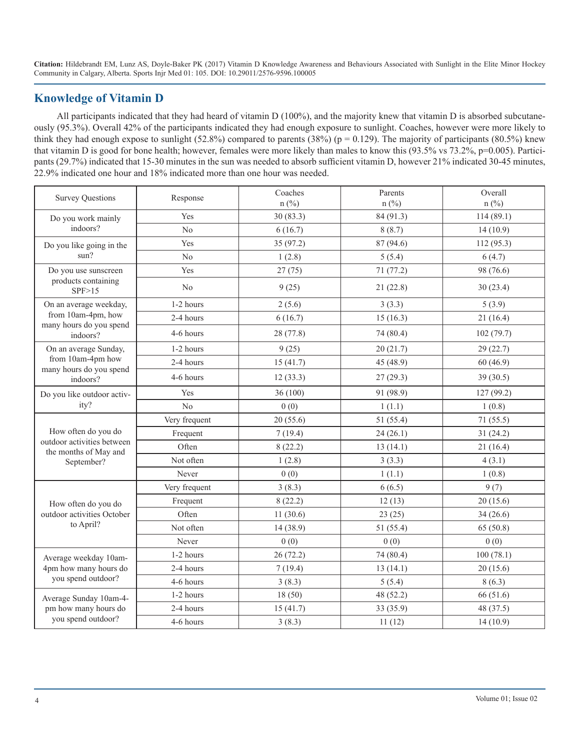## Knowledge of Vitamin D

All participants indicated that they had heard of vitamin D (100%), and the majority knew that vitamin D is absorbed subcutaneously (95.3%). Overall 42% of the participants indicated they had enough exposure to sunlight. Coaches, however were more likely to think they had enough expose to sunlight (52.8%) compared to parents (38%) ($p = 0.129$). The majority of participants (80.5%) knew that vitamin D is good for bone health; however, females were more likely than males to know this (93.5% vs 73.2%, $p=0.005$). Participants (29.7%) indicated that 15-30 minutes in the sun was needed to absorb sufficient vitamin D, however 21% indicated 30-45 minutes, 22.9% indicated one hour and 18% indicated more than one hour was needed.

| Survey Questions | Response | Coaches n (%) | Parents n (%) | Overall n (%) |
|---|---|---|---|---|
| Do you work mainly indoors? | Yes | 30 (83.3) | 84 (91.3) | 114 (89.1) |
| | No | 6 (16.7) | 8 (8.7) | 14 (10.9) |
| Do you like going in the sun? | Yes | 35 (97.2) | 87 (94.6) | 112 (95.3) |
| | No | 1 (2.8) | 5 (5.4) | 6 (4.7) |
| Do you use sunscreen products containing SPF>15 | Yes | 27 (75) | 71 (77.2) | 98 (76.6) |
| | No | 9 (25) | 21 (22.8) | 30 (23.4) |
| On an average weekday, from 10am-4pm, how many hours do you spend indoors? | 1-2 hours | 2 (5.6) | 3 (3.3) | 5 (3.9) |
| | 2-4 hours | 6 (16.7) | 15 (16.3) | 21 (16.4) |
| | 4-6 hours | 28 (77.8) | 74 (80.4) | 102 (79.7) |
| On an average Sunday, from 10am-4pm how many hours do you spend indoors? | 1-2 hours | 9 (25) | 20 (21.7) | 29 (22.7) |
| | 2-4 hours | 15 (41.7) | 45 (48.9) | 60 (46.9) |
| | 4-6 hours | 12 (33.3) | 27 (29.3) | 39 (30.5) |
| Do you like outdoor activity? | Yes | 36 (100) | 91 (98.9) | 127 (99.2) |
| | No | 0 (0) | 1 (1.1) | 1 (0.8) |
| How often do you do outdoor activities between the months of May and September? | Very frequent | 20 (55.6) | 51 (55.4) | 71 (55.5) |
| | Frequent | 7 (19.4) | 24 (26.1) | 31 (24.2) |
| | Often | 8 (22.2) | 13 (14.1) | 21 (16.4) |
| | Not often | 1 (2.8) | 3 (3.3) | 4 (3.1) |
| | Never | 0 (0) | 1 (1.1) | 1 (0.8) |
| How often do you do outdoor activities October to April? | Very frequent | 3 (8.3) | 6 (6.5) | 9 (7) |
| | Frequent | 8 (22.2) | 12 (13) | 20 (15.6) |
| | Often | 11 (30.6) | 23 (25) | 34 (26.6) |
| | Not often | 14 (38.9) | 51 (55.4) | 65 (50.8) |
| | Never | 0 (0) | 0 (0) | 0 (0) |
| Average weekday 10am-4pm how many hours do you spend outdoor? | 1-2 hours | 26 (72.2) | 74 (80.4) | 100 (78.1) |
| | 2-4 hours | 7 (19.4) | 13 (14.1) | 20 (15.6) |
| | 4-6 hours | 3 (8.3) | 5 (5.4) | 8 (6.3) |
| Average Sunday 10am-4-pm how many hours do you spend outdoor? | 1-2 hours | 18 (50) | 48 (52.2) | 66 (51.6) |
| | 2-4 hours | 15 (41.7) | 33 (35.9) | 48 (37.5) |
| | 4-6 hours | 3 (8.3) | 11 (12) | 14 (10.9) |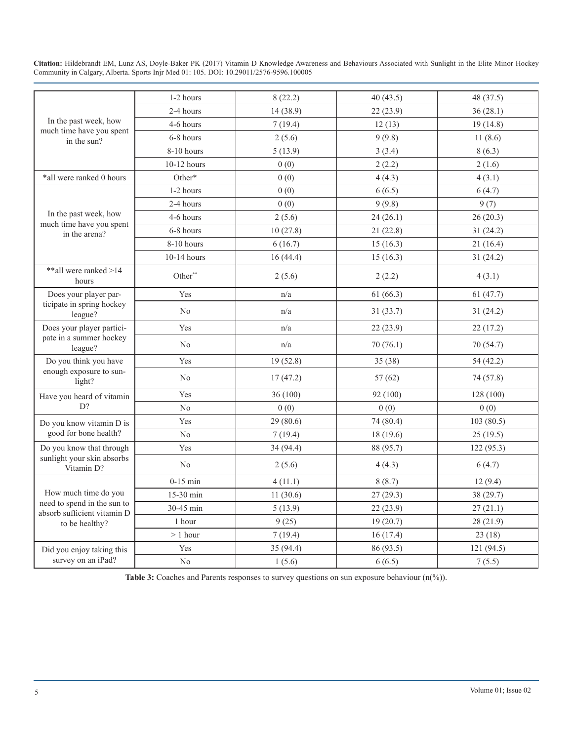| | | | | |
|---|---|---|---|---|
| In the past week, how much time have you spent in the sun? | 1-2 hours | 8 (22.2) | 40 (43.5) | 48 (37.5) |
| | 2-4 hours | 14 (38.9) | 22 (23.9) | 36 (28.1) |
| | 4-6 hours | 7 (19.4) | 12 (13) | 19 (14.8) |
| | 6-8 hours | 2 (5.6) | 9 (9.8) | 11 (8.6) |
| | 8-10 hours | 5 (13.9) | 3 (3.4) | 8 (6.3) |
| | 10-12 hours | 0 (0) | 2 (2.2) | 2 (1.6) |
| *all were ranked 0 hours | Other* | 0 (0) | 4 (4.3) | 4 (3.1) |
| In the past week, how much time have you spent in the arena? | 1-2 hours | 0 (0) | 6 (6.5) | 6 (4.7) |
| | 2-4 hours | 0 (0) | 9 (9.8) | 9 (7) |
| | 4-6 hours | 2 (5.6) | 24 (26.1) | 26 (20.3) |
| | 6-8 hours | 10 (27.8) | 21 (22.8) | 31 (24.2) |
| | 8-10 hours | 6 (16.7) | 15 (16.3) | 21 (16.4) |
| | 10-14 hours | 16 (44.4) | 15 (16.3) | 31 (24.2) |
| **all were ranked >14 hours | Other** | 2 (5.6) | 2 (2.2) | 4 (3.1) |
| Does your player participate in spring hockey league? | Yes | n/a | 61 (66.3) | 61 (47.7) |
| | No | n/a | 31 (33.7) | 31 (24.2) |
| Does your player participate in a summer hockey league? | Yes | n/a | 22 (23.9) | 22 (17.2) |
| | No | n/a | 70 (76.1) | 70 (54.7) |
| Do you think you have enough exposure to sunlight? | Yes | 19 (52.8) | 35 (38) | 54 (42.2) |
| | No | 17 (47.2) | 57 (62) | 74 (57.8) |
| Have you heard of vitamin D? | Yes | 36 (100) | 92 (100) | 128 (100) |
| | No | 0 (0) | 0 (0) | 0 (0) |
| Do you know vitamin D is good for bone health? | Yes | 29 (80.6) | 74 (80.4) | 103 (80.5) |
| | No | 7 (19.4) | 18 (19.6) | 25 (19.5) |
| Do you know that through sunlight your skin absorbs Vitamin D? | Yes | 34 (94.4) | 88 (95.7) | 122 (95.3) |
| | No | 2 (5.6) | 4 (4.3) | 6 (4.7) |
| How much time do you need to spend in the sun to absorb sufficient vitamin D to be healthy? | 0-15 min | 4 (11.1) | 8 (8.7) | 12 (9.4) |
| | 15-30 min | 11 (30.6) | 27 (29.3) | 38 (29.7) |
| | 30-45 min | 5 (13.9) | 22 (23.9) | 27 (21.1) |
| | 1 hour | 9 (25) | 19 (20.7) | 28 (21.9) |
| | > 1 hour | 7 (19.4) | 16 (17.4) | 23 (18) |
| Did you enjoy taking this survey on an iPad? | Yes | 35 (94.4) | 86 (93.5) | 121 (94.5) |
| | No | 1 (5.6) | 6 (6.5) | 7 (5.5) |

**Table 3:** Coaches and Parents responses to survey questions on sun exposure behaviour (n(%)).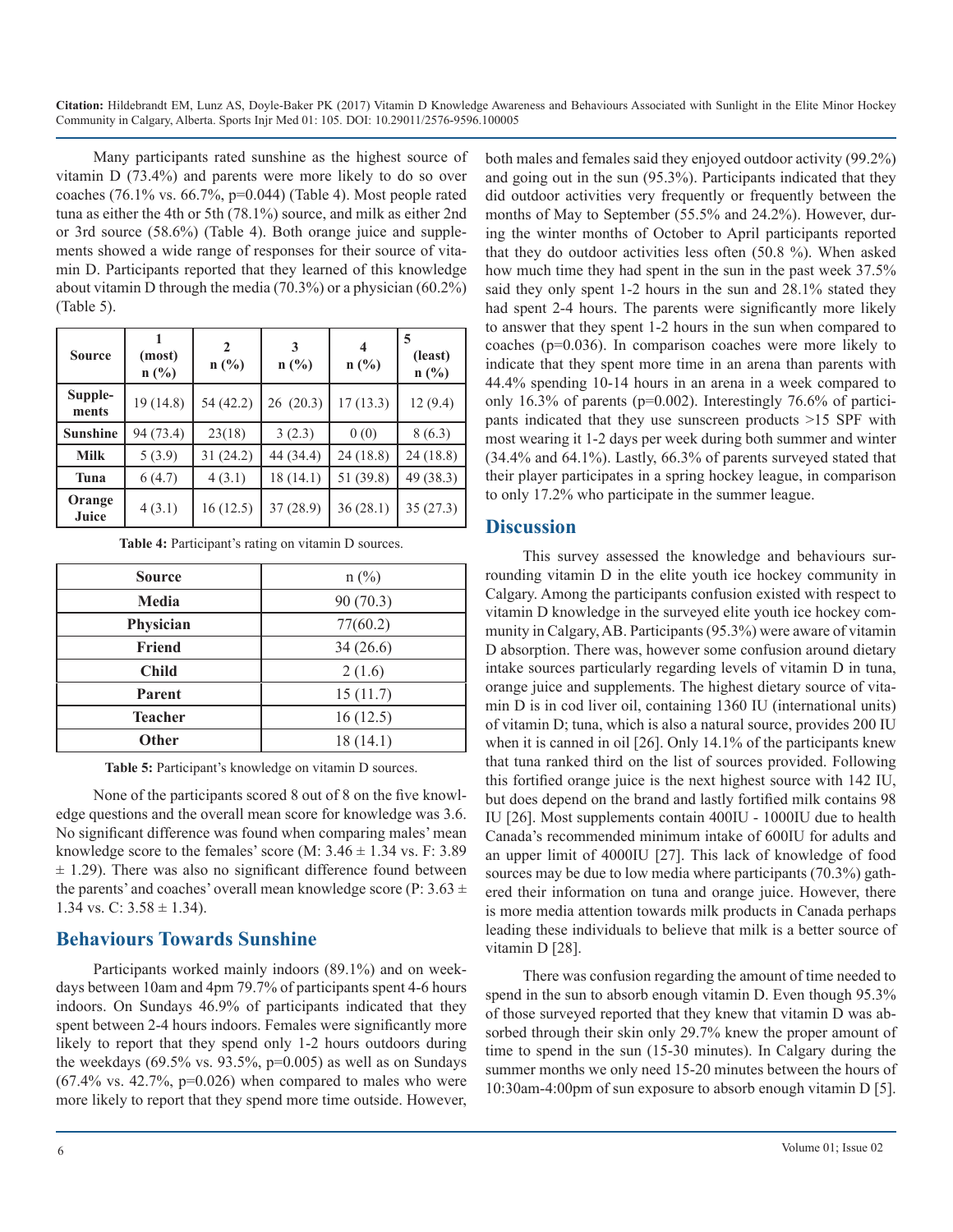Many participants rated sunshine as the highest source of vitamin D (73.4%) and parents were more likely to do so over coaches (76.1% vs. 66.7%, p=0.044) (Table 4). Most people rated tuna as either the 4th or 5th (78.1%) source, and milk as either 2nd or 3rd source (58.6%) (Table 4). Both orange juice and supplements showed a wide range of responses for their source of vitamin D. Participants reported that they learned of this knowledge about vitamin D through the media (70.3%) or a physician (60.2%) (Table 5).

| Source | 1 (most) n (%) | 2 n (%) | 3 n (%) | 4 n (%) | 5 (least) n (%) |
|---|---|---|---|---|---|
| Supplements | 19 (14.8) | 54 (42.2) | 26 (20.3) | 17 (13.3) | 12 (9.4) |
| Sunshine | 94 (73.4) | 23(18) | 3 (2.3) | 0 (0) | 8 (6.3) |
| Milk | 5 (3.9) | 31 (24.2) | 44 (34.4) | 24 (18.8) | 24 (18.8) |
| Tuna | 6 (4.7) | 4 (3.1) | 18 (14.1) | 51 (39.8) | 49 (38.3) |
| Orange Juice | 4 (3.1) | 16 (12.5) | 37 (28.9) | 36 (28.1) | 35 (27.3) |

**Table 4:** Participant's rating on vitamin D sources.

| Source | n (%) |
|---|---|
| Media | 90 (70.3) |
| Physician | 77(60.2) |
| Friend | 34 (26.6) |
| Child | 2 (1.6) |
| Parent | 15 (11.7) |
| Teacher | 16 (12.5) |
| Other | 18 (14.1) |

**Table 5:** Participant's knowledge on vitamin D sources.

None of the participants scored 8 out of 8 on the five knowledge questions and the overall mean score for knowledge was 3.6. No significant difference was found when comparing males' mean knowledge score to the females' score (M: 3.46 ± 1.34 vs. F: 3.89 ± 1.29). There was also no significant difference found between the parents' and coaches' overall mean knowledge score (P: 3.63 ± 1.34 vs. C: 3.58 ± 1.34).

## Behaviours Towards Sunshine

Participants worked mainly indoors (89.1%) and on weekdays between 10am and 4pm 79.7% of participants spent 4-6 hours indoors. On Sundays 46.9% of participants indicated that they spent between 2-4 hours indoors. Females were significantly more likely to report that they spend only 1-2 hours outdoors during the weekdays (69.5% vs. 93.5%, p=0.005) as well as on Sundays (67.4% vs. 42.7%, p=0.026) when compared to males who were more likely to report that they spend more time outside. However, both males and females said they enjoyed outdoor activity (99.2%) and going out in the sun (95.3%). Participants indicated that they did outdoor activities very frequently or frequently between the months of May to September (55.5% and 24.2%). However, during the winter months of October to April participants reported that they do outdoor activities less often (50.8 %). When asked how much time they had spent in the sun in the past week 37.5% said they only spent 1-2 hours in the sun and 28.1% stated they had spent 2-4 hours. The parents were significantly more likely to answer that they spent 1-2 hours in the sun when compared to coaches (p=0.036). In comparison coaches were more likely to indicate that they spent more time in an arena than parents with 44.4% spending 10-14 hours in an arena in a week compared to only 16.3% of parents (p=0.002). Interestingly 76.6% of participants indicated that they use sunscreen products >15 SPF with most wearing it 1-2 days per week during both summer and winter (34.4% and 64.1%). Lastly, 66.3% of parents surveyed stated that their player participates in a spring hockey league, in comparison to only 17.2% who participate in the summer league.

## Discussion

This survey assessed the knowledge and behaviours surrounding vitamin D in the elite youth ice hockey community in Calgary. Among the participants confusion existed with respect to vitamin D knowledge in the surveyed elite youth ice hockey community in Calgary, AB. Participants (95.3%) were aware of vitamin D absorption. There was, however some confusion around dietary intake sources particularly regarding levels of vitamin D in tuna, orange juice and supplements. The highest dietary source of vitamin D is in cod liver oil, containing 1360 IU (international units) of vitamin D; tuna, which is also a natural source, provides 200 IU when it is canned in oil [26]. Only 14.1% of the participants knew that tuna ranked third on the list of sources provided. Following this fortified orange juice is the next highest source with 142 IU, but does depend on the brand and lastly fortified milk contains 98 IU [26]. Most supplements contain 400IU - 1000IU due to health Canada's recommended minimum intake of 600IU for adults and an upper limit of 4000IU [27]. This lack of knowledge of food sources may be due to low media where participants (70.3%) gathered their information on tuna and orange juice. However, there is more media attention towards milk products in Canada perhaps leading these individuals to believe that milk is a better source of vitamin D [28].

There was confusion regarding the amount of time needed to spend in the sun to absorb enough vitamin D. Even though 95.3% of those surveyed reported that they knew that vitamin D was absorbed through their skin only 29.7% knew the proper amount of time to spend in the sun (15-30 minutes). In Calgary during the summer months we only need 15-20 minutes between the hours of 10:30am-4:00pm of sun exposure to absorb enough vitamin D [5].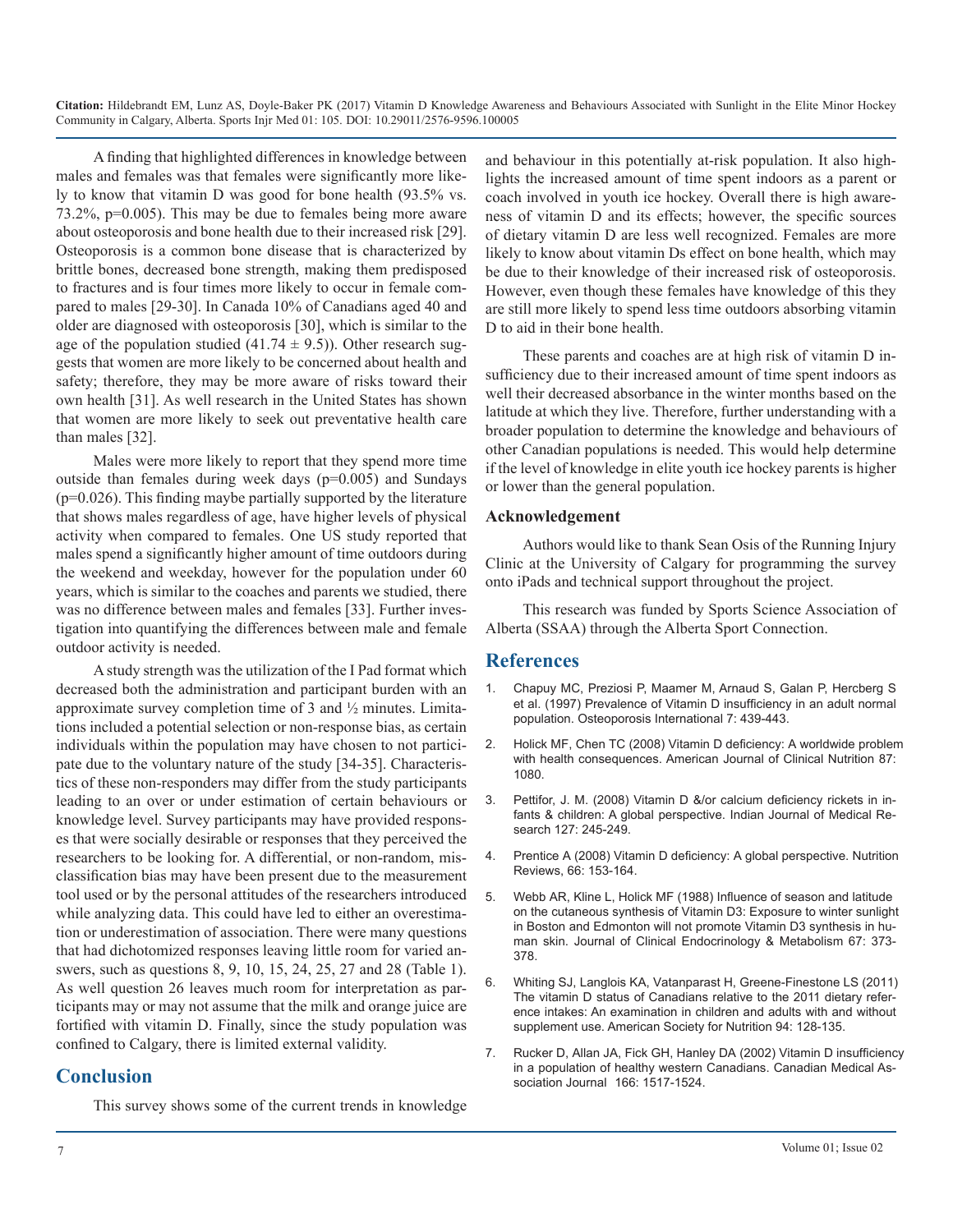A finding that highlighted differences in knowledge between males and females was that females were significantly more likely to know that vitamin D was good for bone health (93.5% vs. 73.2%, p=0.005). This may be due to females being more aware about osteoporosis and bone health due to their increased risk [29]. Osteoporosis is a common bone disease that is characterized by brittle bones, decreased bone strength, making them predisposed to fractures and is four times more likely to occur in female compared to males [29-30]. In Canada 10% of Canadians aged 40 and older are diagnosed with osteoporosis [30], which is similar to the age of the population studied (41.74 ± 9.5)). Other research suggests that women are more likely to be concerned about health and safety; therefore, they may be more aware of risks toward their own health [31]. As well research in the United States has shown that women are more likely to seek out preventative health care than males [32].

Males were more likely to report that they spend more time outside than females during week days (p=0.005) and Sundays (p=0.026). This finding maybe partially supported by the literature that shows males regardless of age, have higher levels of physical activity when compared to females. One US study reported that males spend a significantly higher amount of time outdoors during the weekend and weekday, however for the population under 60 years, which is similar to the coaches and parents we studied, there was no difference between males and females [33]. Further investigation into quantifying the differences between male and female outdoor activity is needed.

A study strength was the utilization of the I Pad format which decreased both the administration and participant burden with an approximate survey completion time of 3 and ½ minutes. Limitations included a potential selection or non-response bias, as certain individuals within the population may have chosen to not participate due to the voluntary nature of the study [34-35]. Characteristics of these non-responders may differ from the study participants leading to an over or under estimation of certain behaviours or knowledge level. Survey participants may have provided responses that were socially desirable or responses that they perceived the researchers to be looking for. A differential, or non-random, misclassification bias may have been present due to the measurement tool used or by the personal attitudes of the researchers introduced while analyzing data. This could have led to either an overestimation or underestimation of association. There were many questions that had dichotomized responses leaving little room for varied answers, such as questions 8, 9, 10, 15, 24, 25, 27 and 28 (Table 1). As well question 26 leaves much room for interpretation as participants may or may not assume that the milk and orange juice are fortified with vitamin D. Finally, since the study population was confined to Calgary, there is limited external validity.

## Conclusion

This survey shows some of the current trends in knowledge and behaviour in this potentially at-risk population. It also highlights the increased amount of time spent indoors as a parent or coach involved in youth ice hockey. Overall there is high awareness of vitamin D and its effects; however, the specific sources of dietary vitamin D are less well recognized. Females are more likely to know about vitamin Ds effect on bone health, which may be due to their knowledge of their increased risk of osteoporosis. However, even though these females have knowledge of this they are still more likely to spend less time outdoors absorbing vitamin D to aid in their bone health.

These parents and coaches are at high risk of vitamin D insufficiency due to their increased amount of time spent indoors as well their decreased absorbance in the winter months based on the latitude at which they live. Therefore, further understanding with a broader population to determine the knowledge and behaviours of other Canadian populations is needed. This would help determine if the level of knowledge in elite youth ice hockey parents is higher or lower than the general population.

### Acknowledgement

Authors would like to thank Sean Osis of the Running Injury Clinic at the University of Calgary for programming the survey onto iPads and technical support throughout the project.

This research was funded by Sports Science Association of Alberta (SSAA) through the Alberta Sport Connection.

## References

1. Chapuy MC, Preziosi P, Maamer M, Arnaud S, Galan P, Hercberg S et al. (1997) Prevalence of Vitamin D insufficiency in an adult normal population. Osteoporosis International 7: 439-443.
2. Holick MF, Chen TC (2008) Vitamin D deficiency: A worldwide problem with health consequences. American Journal of Clinical Nutrition 87: 1080.
3. Pettifor, J. M. (2008) Vitamin D &/or calcium deficiency rickets in infants & children: A global perspective. Indian Journal of Medical Research 127: 245-249.
4. Prentice A (2008) Vitamin D deficiency: A global perspective. Nutrition Reviews, 66: 153-164.
5. Webb AR, Kline L, Holick MF (1988) Influence of season and latitude on the cutaneous synthesis of Vitamin D3: Exposure to winter sunlight in Boston and Edmonton will not promote Vitamin D3 synthesis in human skin. Journal of Clinical Endocrinology & Metabolism 67: 373-378.
6. Whiting SJ, Langlois KA, Vatanparast H, Greene-Finestone LS (2011) The vitamin D status of Canadians relative to the 2011 dietary reference intakes: An examination in children and adults with and without supplement use. American Society for Nutrition 94: 128-135.
7. Rucker D, Allan JA, Fick GH, Hanley DA (2002) Vitamin D insufficiency in a population of healthy western Canadians. Canadian Medical Association Journal 166: 1517-1524.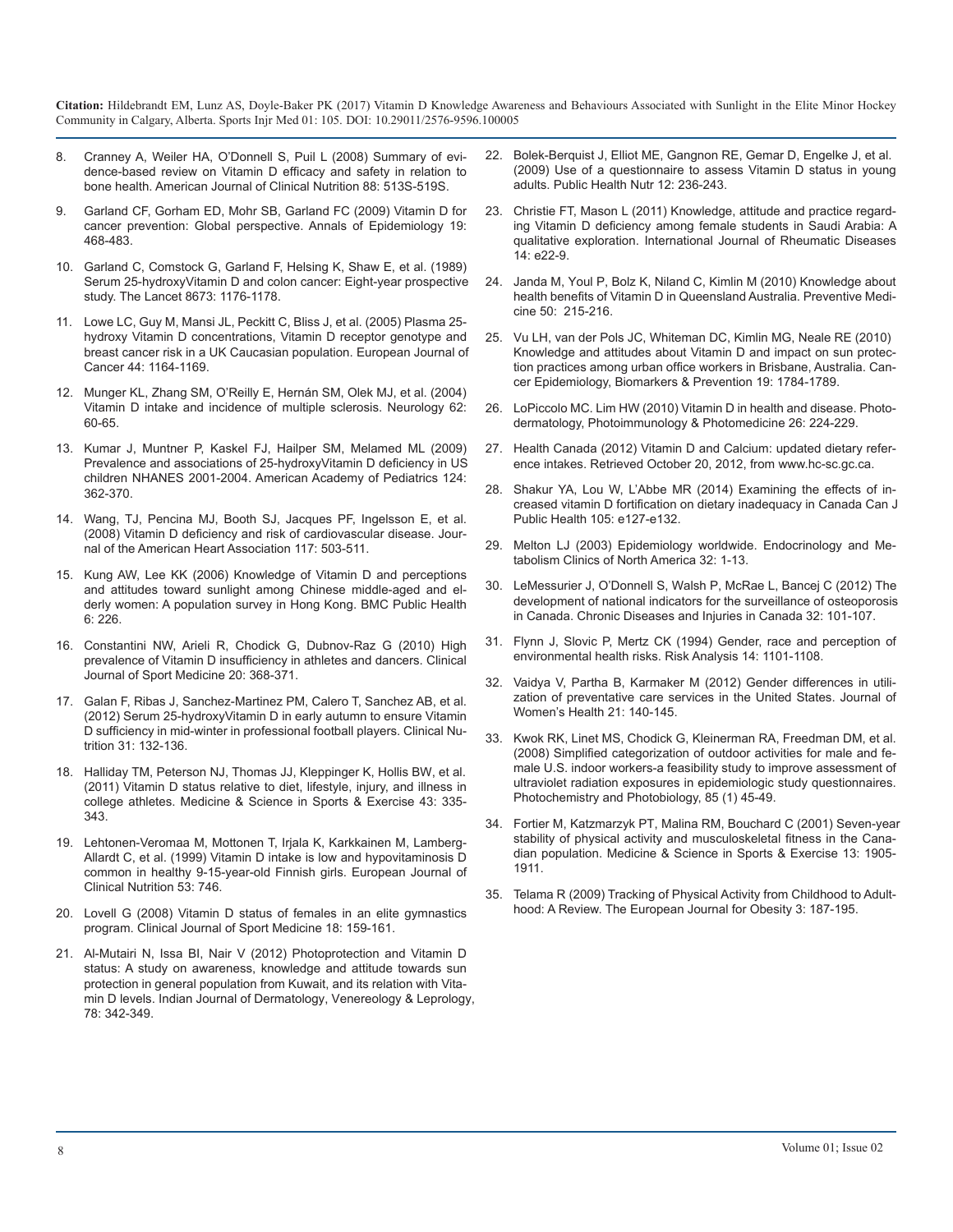8. Cranney A, Weiler HA, O'Donnell S, Puil L (2008) Summary of evidence-based review on Vitamin D efficacy and safety in relation to bone health. American Journal of Clinical Nutrition 88: 513S-519S.

9. Garland CF, Gorham ED, Mohr SB, Garland FC (2009) Vitamin D for cancer prevention: Global perspective. Annals of Epidemiology 19: 468-483.

10. Garland C, Comstock G, Garland F, Helsing K, Shaw E, et al. (1989) Serum 25-hydroxyVitamin D and colon cancer: Eight-year prospective study. The Lancet 8673: 1176-1178.

11. Lowe LC, Guy M, Mansi JL, Peckitt C, Bliss J, et al. (2005) Plasma 25-hydroxy Vitamin D concentrations, Vitamin D receptor genotype and breast cancer risk in a UK Caucasian population. European Journal of Cancer 44: 1164-1169.

12. Munger KL, Zhang SM, O'Reilly E, Hernán SM, Olek MJ, et al. (2004) Vitamin D intake and incidence of multiple sclerosis. Neurology 62: 60-65.

13. Kumar J, Muntner P, Kaskel FJ, Hailper SM, Melamed ML (2009) Prevalence and associations of 25-hydroxyVitamin D deficiency in US children NHANES 2001-2004. American Academy of Pediatrics 124: 362-370.

14. Wang, TJ, Pencina MJ, Booth SJ, Jacques PF, Ingelsson E, et al. (2008) Vitamin D deficiency and risk of cardiovascular disease. Journal of the American Heart Association 117: 503-511.

15. Kung AW, Lee KK (2006) Knowledge of Vitamin D and perceptions and attitudes toward sunlight among Chinese middle-aged and elderly women: A population survey in Hong Kong. BMC Public Health 6: 226.

16. Constantini NW, Arieli R, Chodick G, Dubnov-Raz G (2010) High prevalence of Vitamin D insufficiency in athletes and dancers. Clinical Journal of Sport Medicine 20: 368-371.

17. Galan F, Ribas J, Sanchez-Martinez PM, Calero T, Sanchez AB, et al. (2012) Serum 25-hydroxyVitamin D in early autumn to ensure Vitamin D sufficiency in mid-winter in professional football players. Clinical Nutrition 31: 132-136.

18. Halliday TM, Peterson NJ, Thomas JJ, Kleppinger K, Hollis BW, et al. (2011) Vitamin D status relative to diet, lifestyle, injury, and illness in college athletes. Medicine & Science in Sports & Exercise 43: 335-343.

19. Lehtonen-Veromaa M, Mottonen T, Irjala K, Karkkainen M, Lamberg-Allardt C, et al. (1999) Vitamin D intake is low and hypovitaminosis D common in healthy 9-15-year-old Finnish girls. European Journal of Clinical Nutrition 53: 746.

20. Lovell G (2008) Vitamin D status of females in an elite gymnastics program. Clinical Journal of Sport Medicine 18: 159-161.

21. Al-Mutairi N, Issa BI, Nair V (2012) Photoprotection and Vitamin D status: A study on awareness, knowledge and attitude towards sun protection in general population from Kuwait, and its relation with Vitamin D levels. Indian Journal of Dermatology, Venereology & Leprology, 78: 342-349.

22. Bolek-Berquist J, Elliot ME, Gangnon RE, Gemar D, Engelke J, et al. (2009) Use of a questionnaire to assess Vitamin D status in young adults. Public Health Nutr 12: 236-243.

23. Christie FT, Mason L (2011) Knowledge, attitude and practice regarding Vitamin D deficiency among female students in Saudi Arabia: A qualitative exploration. International Journal of Rheumatic Diseases 14: e22-9.

24. Janda M, Youl P, Bolz K, Niland C, Kimlin M (2010) Knowledge about health benefits of Vitamin D in Queensland Australia. Preventive Medicine 50: 215-216.

25. Vu LH, van der Pols JC, Whiteman DC, Kimlin MG, Neale RE (2010) Knowledge and attitudes about Vitamin D and impact on sun protection practices among urban office workers in Brisbane, Australia. Cancer Epidemiology, Biomarkers & Prevention 19: 1784-1789.

26. LoPiccolo MC. Lim HW (2010) Vitamin D in health and disease. Photodermatology, Photoimmunology & Photomedicine 26: 224-229.

27. Health Canada (2012) Vitamin D and Calcium: updated dietary reference intakes. Retrieved October 20, 2012, from www.hc-sc.gc.ca.

28. Shakur YA, Lou W, L'Abbe MR (2014) Examining the effects of increased vitamin D fortification on dietary inadequacy in Canada Can J Public Health 105: e127-e132.

29. Melton LJ (2003) Epidemiology worldwide. Endocrinology and Metabolism Clinics of North America 32: 1-13.

30. LeMessurier J, O'Donnell S, Walsh P, McRae L, Bancej C (2012) The development of national indicators for the surveillance of osteoporosis in Canada. Chronic Diseases and Injuries in Canada 32: 101-107.

31. Flynn J, Slovic P, Mertz CK (1994) Gender, race and perception of environmental health risks. Risk Analysis 14: 1101-1108.

32. Vaidya V, Partha B, Karmaker M (2012) Gender differences in utilization of preventative care services in the United States. Journal of Women's Health 21: 140-145.

33. Kwok RK, Linet MS, Chodick G, Kleinerman RA, Freedman DM, et al. (2008) Simplified categorization of outdoor activities for male and female U.S. indoor workers-a feasibility study to improve assessment of ultraviolet radiation exposures in epidemiologic study questionnaires. Photochemistry and Photobiology, 85 (1) 45-49.

34. Fortier M, Katzmarzyk PT, Malina RM, Bouchard C (2001) Seven-year stability of physical activity and musculoskeletal fitness in the Canadian population. Medicine & Science in Sports & Exercise 13: 1905-1911.

35. Telama R (2009) Tracking of Physical Activity from Childhood to Adulthood: A Review. The European Journal for Obesity 3: 187-195.